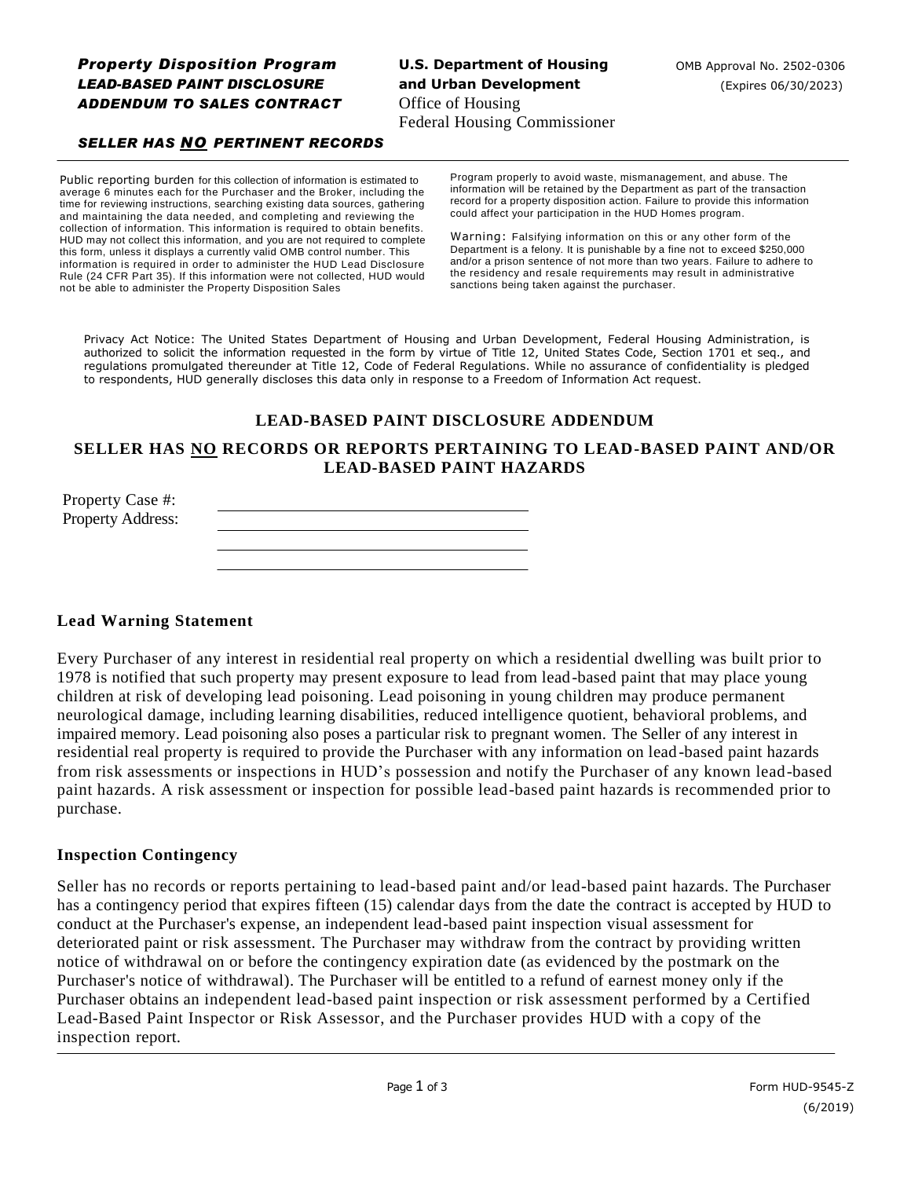***Property Disposition Program***
***LEAD-BASED PAINT DISCLOSURE ADDENDUM TO SALES CONTRACT***

***SELLER HAS NO PERTINENT RECORDS***

**U.S. Department of Housing and Urban Development**
Office of Housing
Federal Housing Commissioner

OMB Approval No. 2502-0306
(Expires 06/30/2023)

Public reporting burden for this collection of information is estimated to average 6 minutes each for the Purchaser and the Broker, including the time for reviewing instructions, searching existing data sources, gathering and maintaining the data needed, and completing and reviewing the collection of information. This information is required to obtain benefits. HUD may not collect this information, and you are not required to complete this form, unless it displays a currently valid OMB control number. This information is required in order to administer the HUD Lead Disclosure Rule (24 CFR Part 35). If this information were not collected, HUD would not be able to administer the Property Disposition Sales Program properly to avoid waste, mismanagement, and abuse. The information will be retained by the Department as part of the transaction record for a property disposition action. Failure to provide this information could affect your participation in the HUD Homes program.

Warning: Falsifying information on this or any other form of the Department is a felony. It is punishable by a fine not to exceed $250,000 and/or a prison sentence of not more than two years. Failure to adhere to the residency and resale requirements may result in administrative sanctions being taken against the purchaser.

Privacy Act Notice: The United States Department of Housing and Urban Development, Federal Housing Administration, is authorized to solicit the information requested in the form by virtue of Title 12, United States Code, Section 1701 et seq., and regulations promulgated thereunder at Title 12, Code of Federal Regulations. While no assurance of confidentiality is pledged to respondents, HUD generally discloses this data only in response to a Freedom of Information Act request.

## LEAD-BASED PAINT DISCLOSURE ADDENDUM

## SELLER HAS NO RECORDS OR REPORTS PERTAINING TO LEAD-BASED PAINT AND/OR LEAD-BASED PAINT HAZARDS

Property Case #: ______________________________

Property Address: ______________________________

______________________________

______________________________

### Lead Warning Statement

Every Purchaser of any interest in residential real property on which a residential dwelling was built prior to 1978 is notified that such property may present exposure to lead from lead-based paint that may place young children at risk of developing lead poisoning. Lead poisoning in young children may produce permanent neurological damage, including learning disabilities, reduced intelligence quotient, behavioral problems, and impaired memory. Lead poisoning also poses a particular risk to pregnant women. The Seller of any interest in residential real property is required to provide the Purchaser with any information on lead-based paint hazards from risk assessments or inspections in HUD's possession and notify the Purchaser of any known lead-based paint hazards. A risk assessment or inspection for possible lead-based paint hazards is recommended prior to purchase.

### Inspection Contingency

Seller has no records or reports pertaining to lead-based paint and/or lead-based paint hazards. The Purchaser has a contingency period that expires fifteen (15) calendar days from the date the contract is accepted by HUD to conduct at the Purchaser's expense, an independent lead-based paint inspection visual assessment for deteriorated paint or risk assessment. The Purchaser may withdraw from the contract by providing written notice of withdrawal on or before the contingency expiration date (as evidenced by the postmark on the Purchaser's notice of withdrawal). The Purchaser will be entitled to a refund of earnest money only if the Purchaser obtains an independent lead-based paint inspection or risk assessment performed by a Certified Lead-Based Paint Inspector or Risk Assessor, and the Purchaser provides HUD with a copy of the inspection report.

Form HUD-9545-Z (6/2019)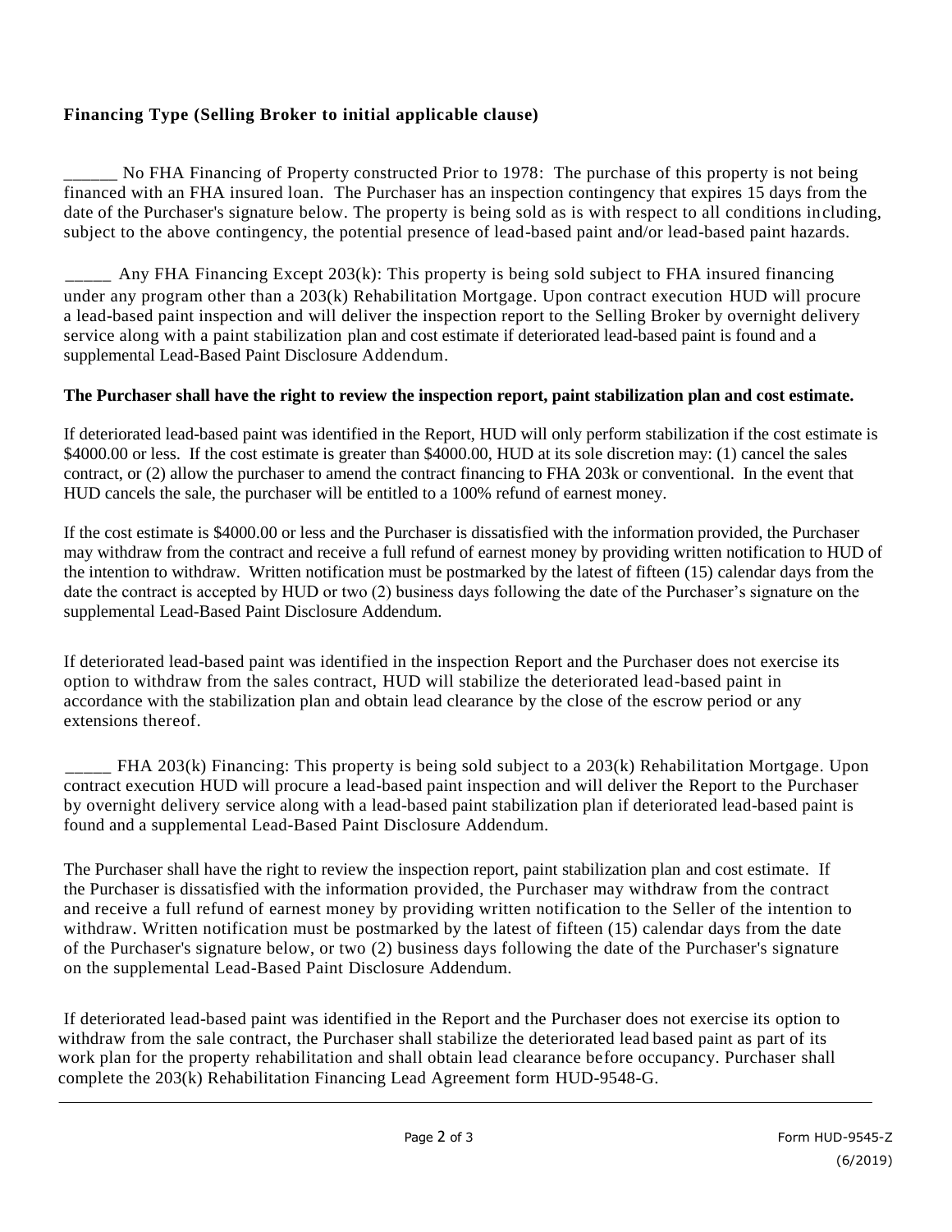**Financing Type (Selling Broker to initial applicable clause)**

______ No FHA Financing of Property constructed Prior to 1978: The purchase of this property is not being financed with an FHA insured loan. The Purchaser has an inspection contingency that expires 15 days from the date of the Purchaser's signature below. The property is being sold as is with respect to all conditions including, subject to the above contingency, the potential presence of lead-based paint and/or lead-based paint hazards.

_____ Any FHA Financing Except 203(k): This property is being sold subject to FHA insured financing under any program other than a 203(k) Rehabilitation Mortgage. Upon contract execution HUD will procure a lead-based paint inspection and will deliver the inspection report to the Selling Broker by overnight delivery service along with a paint stabilization plan and cost estimate if deteriorated lead-based paint is found and a supplemental Lead-Based Paint Disclosure Addendum.

**The Purchaser shall have the right to review the inspection report, paint stabilization plan and cost estimate.**

If deteriorated lead-based paint was identified in the Report, HUD will only perform stabilization if the cost estimate is $4000.00 or less. If the cost estimate is greater than $4000.00, HUD at its sole discretion may: (1) cancel the sales contract, or (2) allow the purchaser to amend the contract financing to FHA 203k or conventional. In the event that HUD cancels the sale, the purchaser will be entitled to a 100% refund of earnest money.

If the cost estimate is $4000.00 or less and the Purchaser is dissatisfied with the information provided, the Purchaser may withdraw from the contract and receive a full refund of earnest money by providing written notification to HUD of the intention to withdraw. Written notification must be postmarked by the latest of fifteen (15) calendar days from the date the contract is accepted by HUD or two (2) business days following the date of the Purchaser's signature on the supplemental Lead-Based Paint Disclosure Addendum.

If deteriorated lead-based paint was identified in the inspection Report and the Purchaser does not exercise its option to withdraw from the sales contract, HUD will stabilize the deteriorated lead-based paint in accordance with the stabilization plan and obtain lead clearance by the close of the escrow period or any extensions thereof.

_____ FHA 203(k) Financing: This property is being sold subject to a 203(k) Rehabilitation Mortgage. Upon contract execution HUD will procure a lead-based paint inspection and will deliver the Report to the Purchaser by overnight delivery service along with a lead-based paint stabilization plan if deteriorated lead-based paint is found and a supplemental Lead-Based Paint Disclosure Addendum.

The Purchaser shall have the right to review the inspection report, paint stabilization plan and cost estimate. If the Purchaser is dissatisfied with the information provided, the Purchaser may withdraw from the contract and receive a full refund of earnest money by providing written notification to the Seller of the intention to withdraw. Written notification must be postmarked by the latest of fifteen (15) calendar days from the date of the Purchaser's signature below, or two (2) business days following the date of the Purchaser's signature on the supplemental Lead-Based Paint Disclosure Addendum.

If deteriorated lead-based paint was identified in the Report and the Purchaser does not exercise its option to withdraw from the sale contract, the Purchaser shall stabilize the deteriorated lead based paint as part of its work plan for the property rehabilitation and shall obtain lead clearance before occupancy. Purchaser shall complete the 203(k) Rehabilitation Financing Lead Agreement form HUD-9548-G.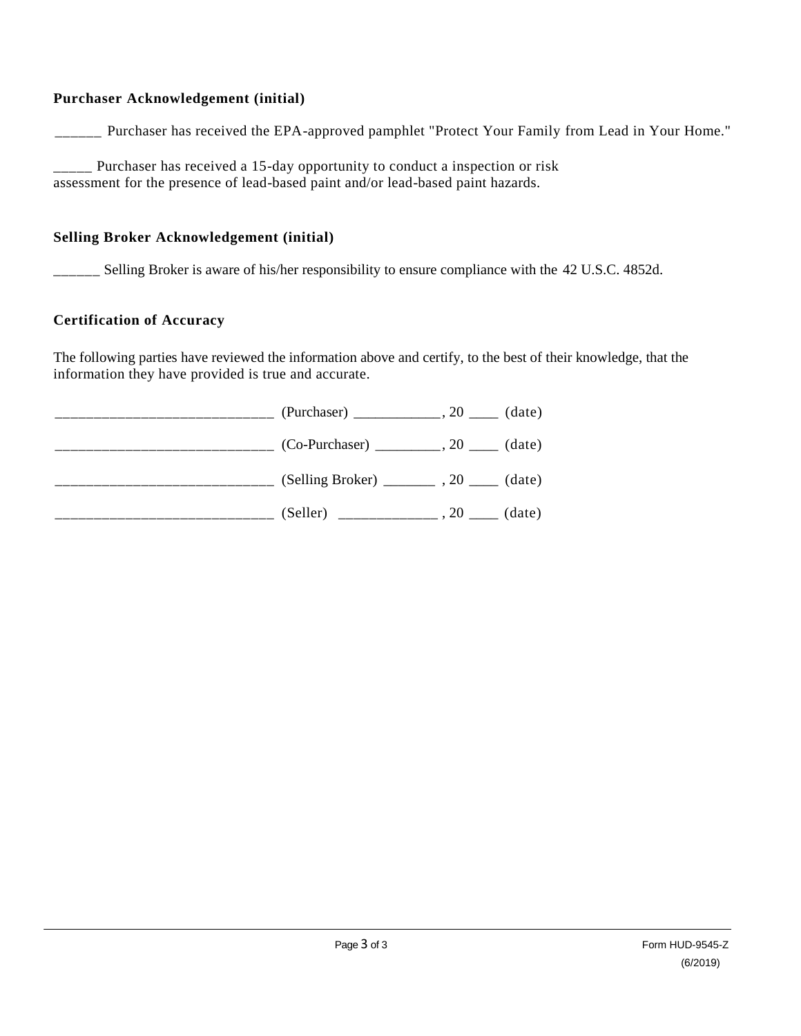**Purchaser Acknowledgement (initial)**

______ Purchaser has received the EPA-approved pamphlet "Protect Your Family from Lead in Your Home."

_____ Purchaser has received a 15-day opportunity to conduct a inspection or risk assessment for the presence of lead-based paint and/or lead-based paint hazards.

**Selling Broker Acknowledgement (initial)**

______ Selling Broker is aware of his/her responsibility to ensure compliance with the 42 U.S.C. 4852d.

**Certification of Accuracy**

The following parties have reviewed the information above and certify, to the best of their knowledge, that the information they have provided is true and accurate.

____________________________ (Purchaser) ___________, 20 ____ (date)

____________________________ (Co-Purchaser) _________, 20 ____ (date)

____________________________ (Selling Broker) _______ , 20 ____ (date)

____________________________ (Seller) _____________ , 20 ____ (date)

Form HUD-9545-Z (6/2019)